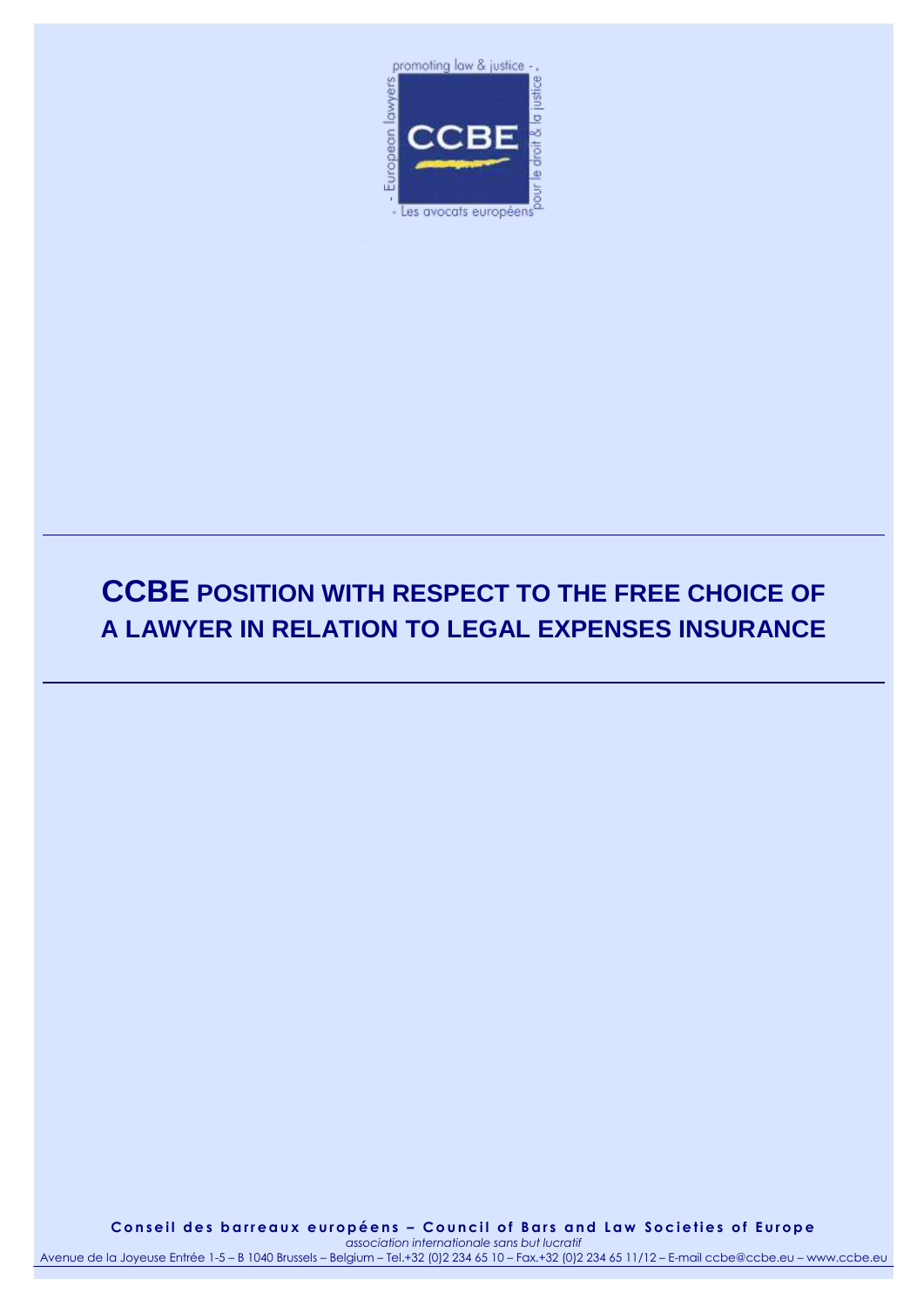promoting law & justice - European lawyers - Les avocats européens - pour le droit & la justice

CCBE

# CCBE POSITION WITH RESPECT TO THE FREE CHOICE OF A LAWYER IN RELATION TO LEGAL EXPENSES INSURANCE

**Conseil des barreaux européens – Council of Bars and Law Societies of Europe**

*association internationale sans but lucratif*

Avenue de la Joyeuse Entrée 1-5 – B 1040 Brussels – Belgium – Tel.+32 (0)2 234 65 10 – Fax.+32 (0)2 234 65 11/12 – E-mail ccbe@ccbe.eu – www.ccbe.eu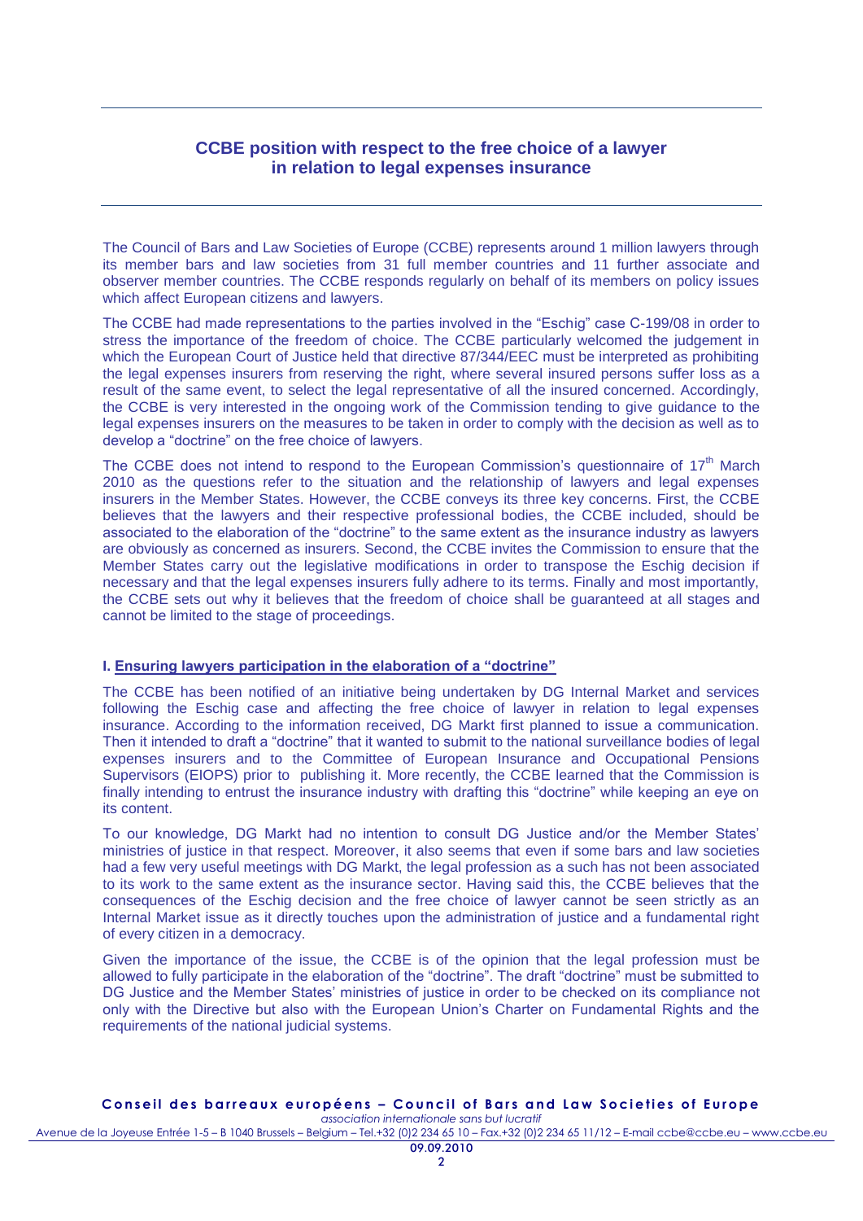## CCBE position with respect to the free choice of a lawyer in relation to legal expenses insurance

The Council of Bars and Law Societies of Europe (CCBE) represents around 1 million lawyers through its member bars and law societies from 31 full member countries and 11 further associate and observer member countries. The CCBE responds regularly on behalf of its members on policy issues which affect European citizens and lawyers.

The CCBE had made representations to the parties involved in the "Eschig" case C-199/08 in order to stress the importance of the freedom of choice. The CCBE particularly welcomed the judgement in which the European Court of Justice held that directive 87/344/EEC must be interpreted as prohibiting the legal expenses insurers from reserving the right, where several insured persons suffer loss as a result of the same event, to select the legal representative of all the insured concerned. Accordingly, the CCBE is very interested in the ongoing work of the Commission tending to give guidance to the legal expenses insurers on the measures to be taken in order to comply with the decision as well as to develop a "doctrine" on the free choice of lawyers.

The CCBE does not intend to respond to the European Commission's questionnaire of 17th March 2010 as the questions refer to the situation and the relationship of lawyers and legal expenses insurers in the Member States. However, the CCBE conveys its three key concerns. First, the CCBE believes that the lawyers and their respective professional bodies, the CCBE included, should be associated to the elaboration of the "doctrine" to the same extent as the insurance industry as lawyers are obviously as concerned as insurers. Second, the CCBE invites the Commission to ensure that the Member States carry out the legislative modifications in order to transpose the Eschig decision if necessary and that the legal expenses insurers fully adhere to its terms. Finally and most importantly, the CCBE sets out why it believes that the freedom of choice shall be guaranteed at all stages and cannot be limited to the stage of proceedings.

### I. <u>Ensuring lawyers participation in the elaboration of a "doctrine"</u>

The CCBE has been notified of an initiative being undertaken by DG Internal Market and services following the Eschig case and affecting the free choice of lawyer in relation to legal expenses insurance. According to the information received, DG Markt first planned to issue a communication. Then it intended to draft a "doctrine" that it wanted to submit to the national surveillance bodies of legal expenses insurers and to the Committee of European Insurance and Occupational Pensions Supervisors (EIOPS) prior to publishing it. More recently, the CCBE learned that the Commission is finally intending to entrust the insurance industry with drafting this "doctrine" while keeping an eye on its content.

To our knowledge, DG Markt had no intention to consult DG Justice and/or the Member States' ministries of justice in that respect. Moreover, it also seems that even if some bars and law societies had a few very useful meetings with DG Markt, the legal profession as a such has not been associated to its work to the same extent as the insurance sector. Having said this, the CCBE believes that the consequences of the Eschig decision and the free choice of lawyer cannot be seen strictly as an Internal Market issue as it directly touches upon the administration of justice and a fundamental right of every citizen in a democracy.

Given the importance of the issue, the CCBE is of the opinion that the legal profession must be allowed to fully participate in the elaboration of the "doctrine". The draft "doctrine" must be submitted to DG Justice and the Member States' ministries of justice in order to be checked on its compliance not only with the Directive but also with the European Union's Charter on Fundamental Rights and the requirements of the national judicial systems.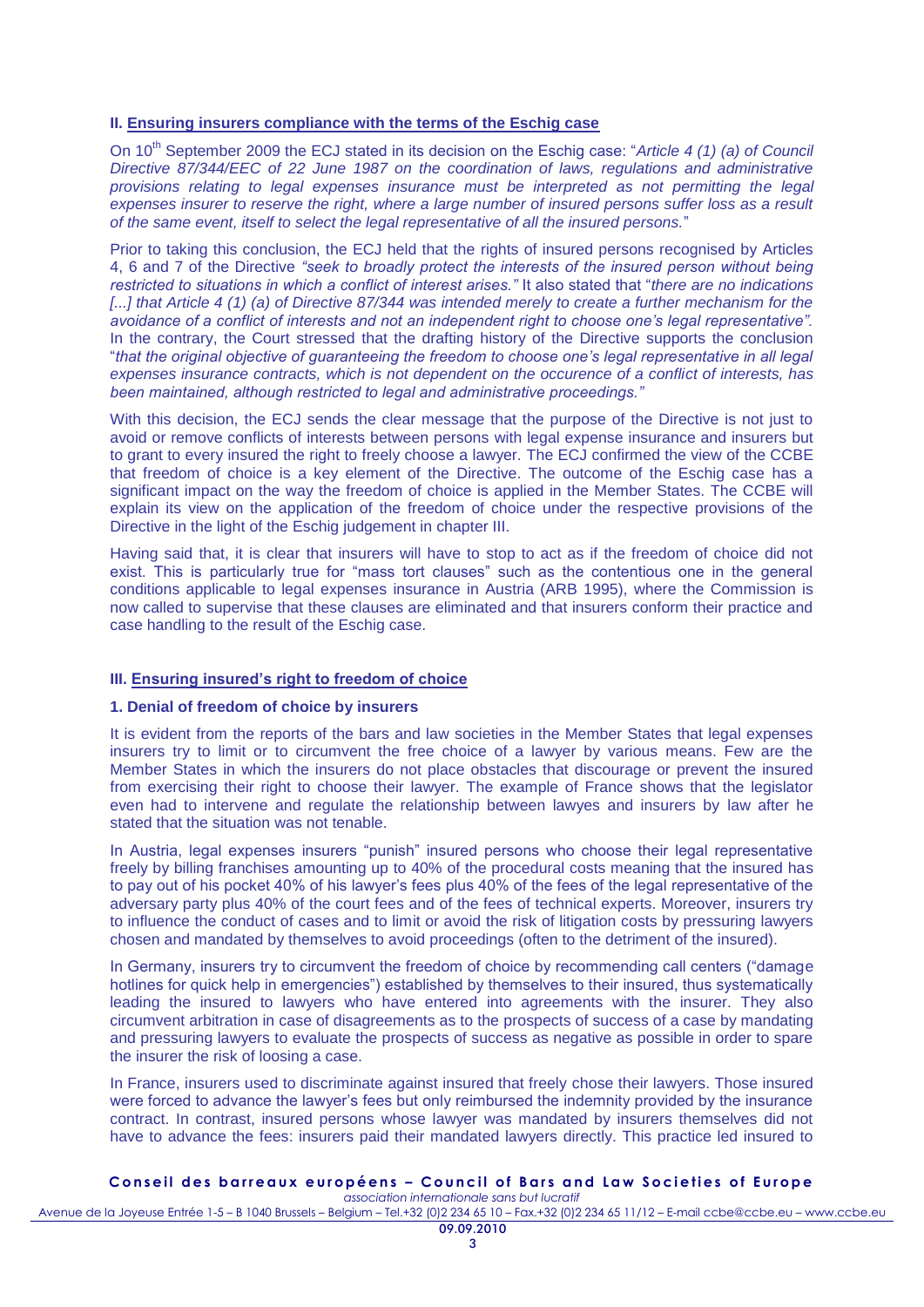## II. Ensuring insurers compliance with the terms of the Eschig case

On 10th September 2009 the ECJ stated in its decision on the Eschig case: "*Article 4 (1) (a) of Council Directive 87/344/EEC of 22 June 1987 on the coordination of laws, regulations and administrative provisions relating to legal expenses insurance must be interpreted as not permitting the legal expenses insurer to reserve the right, where a large number of insured persons suffer loss as a result of the same event, itself to select the legal representative of all the insured persons.*"

Prior to taking this conclusion, the ECJ held that the rights of insured persons recognised by Articles 4, 6 and 7 of the Directive *"seek to broadly protect the interests of the insured person without being restricted to situations in which a conflict of interest arises."* It also stated that "*there are no indications [...] that Article 4 (1) (a) of Directive 87/344 was intended merely to create a further mechanism for the avoidance of a conflict of interests and not an independent right to choose one's legal representative".* In the contrary, the Court stressed that the drafting history of the Directive supports the conclusion "*that the original objective of guaranteeing the freedom to choose one's legal representative in all legal expenses insurance contracts, which is not dependent on the occurence of a conflict of interests, has been maintained, although restricted to legal and administrative proceedings."*

With this decision, the ECJ sends the clear message that the purpose of the Directive is not just to avoid or remove conflicts of interests between persons with legal expense insurance and insurers but to grant to every insured the right to freely choose a lawyer. The ECJ confirmed the view of the CCBE that freedom of choice is a key element of the Directive. The outcome of the Eschig case has a significant impact on the way the freedom of choice is applied in the Member States. The CCBE will explain its view on the application of the freedom of choice under the respective provisions of the Directive in the light of the Eschig judgement in chapter III.

Having said that, it is clear that insurers will have to stop to act as if the freedom of choice did not exist. This is particularly true for "mass tort clauses" such as the contentious one in the general conditions applicable to legal expenses insurance in Austria (ARB 1995), where the Commission is now called to supervise that these clauses are eliminated and that insurers conform their practice and case handling to the result of the Eschig case.

## III. Ensuring insured's right to freedom of choice

### 1. Denial of freedom of choice by insurers

It is evident from the reports of the bars and law societies in the Member States that legal expenses insurers try to limit or to circumvent the free choice of a lawyer by various means. Few are the Member States in which the insurers do not place obstacles that discourage or prevent the insured from exercising their right to choose their lawyer. The example of France shows that the legislator even had to intervene and regulate the relationship between lawyes and insurers by law after he stated that the situation was not tenable.

In Austria, legal expenses insurers "punish" insured persons who choose their legal representative freely by billing franchises amounting up to 40% of the procedural costs meaning that the insured has to pay out of his pocket 40% of his lawyer's fees plus 40% of the fees of the legal representative of the adversary party plus 40% of the court fees and of the fees of technical experts. Moreover, insurers try to influence the conduct of cases and to limit or avoid the risk of litigation costs by pressuring lawyers chosen and mandated by themselves to avoid proceedings (often to the detriment of the insured).

In Germany, insurers try to circumvent the freedom of choice by recommending call centers ("damage hotlines for quick help in emergencies") established by themselves to their insured, thus systematically leading the insured to lawyers who have entered into agreements with the insurer. They also circumvent arbitration in case of disagreements as to the prospects of success of a case by mandating and pressuring lawyers to evaluate the prospects of success as negative as possible in order to spare the insurer the risk of loosing a case.

In France, insurers used to discriminate against insured that freely chose their lawyers. Those insured were forced to advance the lawyer's fees but only reimbursed the indemnity provided by the insurance contract. In contrast, insured persons whose lawyer was mandated by insurers themselves did not have to advance the fees: insurers paid their mandated lawyers directly. This practice led insured to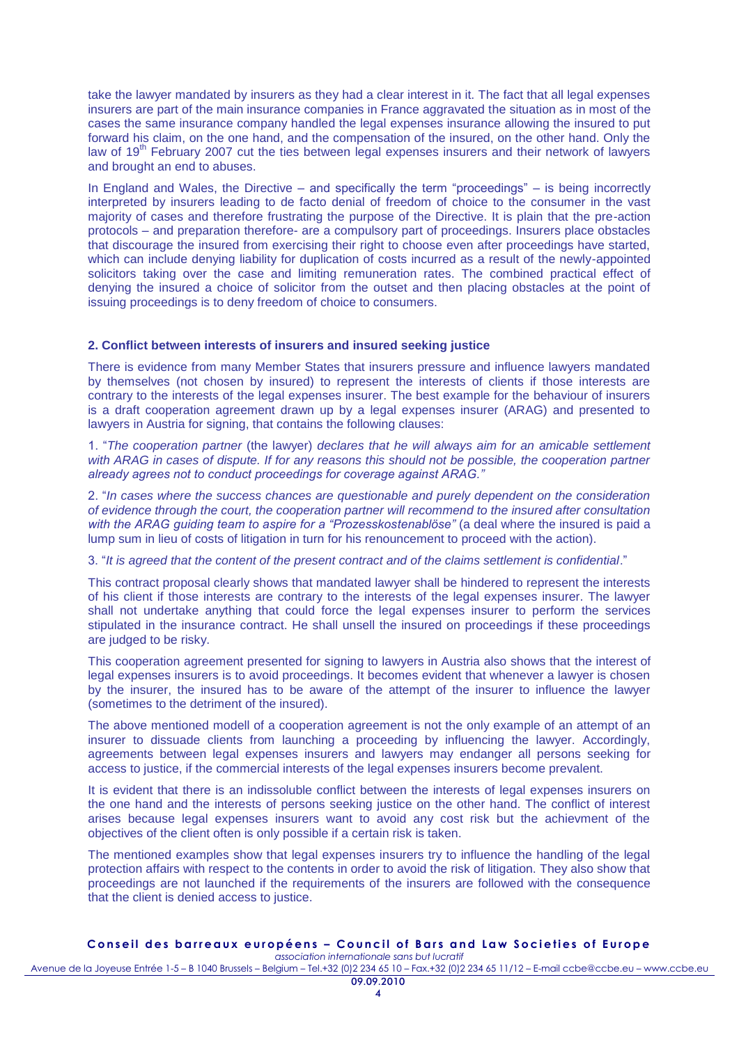take the lawyer mandated by insurers as they had a clear interest in it. The fact that all legal expenses insurers are part of the main insurance companies in France aggravated the situation as in most of the cases the same insurance company handled the legal expenses insurance allowing the insured to put forward his claim, on the one hand, and the compensation of the insured, on the other hand. Only the law of 19th February 2007 cut the ties between legal expenses insurers and their network of lawyers and brought an end to abuses.

In England and Wales, the Directive – and specifically the term "proceedings" – is being incorrectly interpreted by insurers leading to de facto denial of freedom of choice to the consumer in the vast majority of cases and therefore frustrating the purpose of the Directive. It is plain that the pre-action protocols – and preparation therefore- are a compulsory part of proceedings. Insurers place obstacles that discourage the insured from exercising their right to choose even after proceedings have started, which can include denying liability for duplication of costs incurred as a result of the newly-appointed solicitors taking over the case and limiting remuneration rates. The combined practical effect of denying the insured a choice of solicitor from the outset and then placing obstacles at the point of issuing proceedings is to deny freedom of choice to consumers.

**2. Conflict between interests of insurers and insured seeking justice**

There is evidence from many Member States that insurers pressure and influence lawyers mandated by themselves (not chosen by insured) to represent the interests of clients if those interests are contrary to the interests of the legal expenses insurer. The best example for the behaviour of insurers is a draft cooperation agreement drawn up by a legal expenses insurer (ARAG) and presented to lawyers in Austria for signing, that contains the following clauses:

1. "*The cooperation partner* (the lawyer) *declares that he will always aim for an amicable settlement with ARAG in cases of dispute. If for any reasons this should not be possible, the cooperation partner already agrees not to conduct proceedings for coverage against ARAG."*

2. "*In cases where the success chances are questionable and purely dependent on the consideration of evidence through the court, the cooperation partner will recommend to the insured after consultation with the ARAG guiding team to aspire for a "Prozesskostenablöse"* (a deal where the insured is paid a lump sum in lieu of costs of litigation in turn for his renouncement to proceed with the action).

3. "*It is agreed that the content of the present contract and of the claims settlement is confidential*."

This contract proposal clearly shows that mandated lawyer shall be hindered to represent the interests of his client if those interests are contrary to the interests of the legal expenses insurer. The lawyer shall not undertake anything that could force the legal expenses insurer to perform the services stipulated in the insurance contract. He shall unsell the insured on proceedings if these proceedings are judged to be risky.

This cooperation agreement presented for signing to lawyers in Austria also shows that the interest of legal expenses insurers is to avoid proceedings. It becomes evident that whenever a lawyer is chosen by the insurer, the insured has to be aware of the attempt of the insurer to influence the lawyer (sometimes to the detriment of the insured).

The above mentioned modell of a cooperation agreement is not the only example of an attempt of an insurer to dissuade clients from launching a proceeding by influencing the lawyer. Accordingly, agreements between legal expenses insurers and lawyers may endanger all persons seeking for access to justice, if the commercial interests of the legal expenses insurers become prevalent.

It is evident that there is an indissoluble conflict between the interests of legal expenses insurers on the one hand and the interests of persons seeking justice on the other hand. The conflict of interest arises because legal expenses insurers want to avoid any cost risk but the achievment of the objectives of the client often is only possible if a certain risk is taken.

The mentioned examples show that legal expenses insurers try to influence the handling of the legal protection affairs with respect to the contents in order to avoid the risk of litigation. They also show that proceedings are not launched if the requirements of the insurers are followed with the consequence that the client is denied access to justice.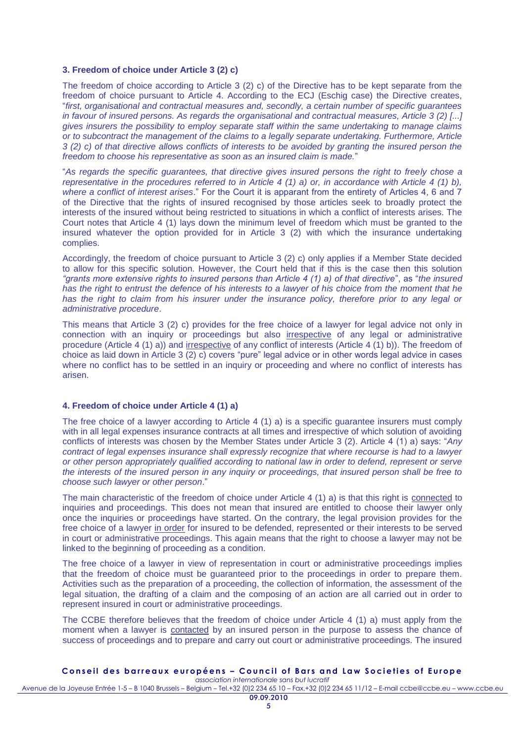### 3. Freedom of choice under Article 3 (2) c)

The freedom of choice according to Article 3 (2) c) of the Directive has to be kept separate from the freedom of choice pursuant to Article 4. According to the ECJ (Eschig case) the Directive creates, "*first, organisational and contractual measures and, secondly, a certain number of specific guarantees in favour of insured persons. As regards the organisational and contractual measures, Article 3 (2) [...] gives insurers the possibility to employ separate staff within the same undertaking to manage claims or to subcontract the management of the claims to a legally separate undertaking. Furthermore, Article 3 (2) c) of that directive allows conflicts of interests to be avoided by granting the insured person the freedom to choose his representative as soon as an insured claim is made.*"

"*As regards the specific guarantees, that directive gives insured persons the right to freely chose a representative in the procedures referred to in Article 4 (1) a) or, in accordance with Article 4 (1) b), where a conflict of interest arises*." For the Court it is apparent from the entirety of Articles 4, 6 and 7 of the Directive that the rights of insured recognised by those articles seek to broadly protect the interests of the insured without being restricted to situations in which a conflict of interests arises. The Court notes that Article 4 (1) lays down the minimum level of freedom which must be granted to the insured whatever the option provided for in Article 3 (2) with which the insurance undertaking complies.

Accordingly, the freedom of choice pursuant to Article 3 (2) c) only applies if a Member State decided to allow for this specific solution. However, the Court held that if this is the case then this solution *"grants more extensive rights to insured persons than Article 4 (1) a) of that directive*", as "*the insured has the right to entrust the defence of his interests to a lawyer of his choice from the moment that he has the right to claim from his insurer under the insurance policy, therefore prior to any legal or administrative procedure*.

This means that Article 3 (2) c) provides for the free choice of a lawyer for legal advice not only in connection with an inquiry or proceedings but also irrespective of any legal or administrative procedure (Article 4 (1) a)) and irrespective of any conflict of interests (Article 4 (1) b)). The freedom of choice as laid down in Article 3 (2) c) covers "pure" legal advice or in other words legal advice in cases where no conflict has to be settled in an inquiry or proceeding and where no conflict of interests has arisen.

### 4. Freedom of choice under Article 4 (1) a)

The free choice of a lawyer according to Article 4 (1) a) is a specific guarantee insurers must comply with in all legal expenses insurance contracts at all times and irrespective of which solution of avoiding conflicts of interests was chosen by the Member States under Article 3 (2). Article 4 (1) a) says: "*Any contract of legal expenses insurance shall expressly recognize that where recourse is had to a lawyer or other person appropriately qualified according to national law in order to defend, represent or serve the interests of the insured person in any inquiry or proceedings, that insured person shall be free to choose such lawyer or other person*."

The main characteristic of the freedom of choice under Article 4 (1) a) is that this right is connected to inquiries and proceedings. This does not mean that insured are entitled to choose their lawyer only once the inquiries or proceedings have started. On the contrary, the legal provision provides for the free choice of a lawyer in order for insured to be defended, represented or their interests to be served in court or administrative proceedings. This again means that the right to choose a lawyer may not be linked to the beginning of proceeding as a condition.

The free choice of a lawyer in view of representation in court or administrative proceedings implies that the freedom of choice must be guaranteed prior to the proceedings in order to prepare them. Activities such as the preparation of a proceeding, the collection of information, the assessment of the legal situation, the drafting of a claim and the composing of an action are all carried out in order to represent insured in court or administrative proceedings.

The CCBE therefore believes that the freedom of choice under Article 4 (1) a) must apply from the moment when a lawyer is contacted by an insured person in the purpose to assess the chance of success of proceedings and to prepare and carry out court or administrative proceedings. The insured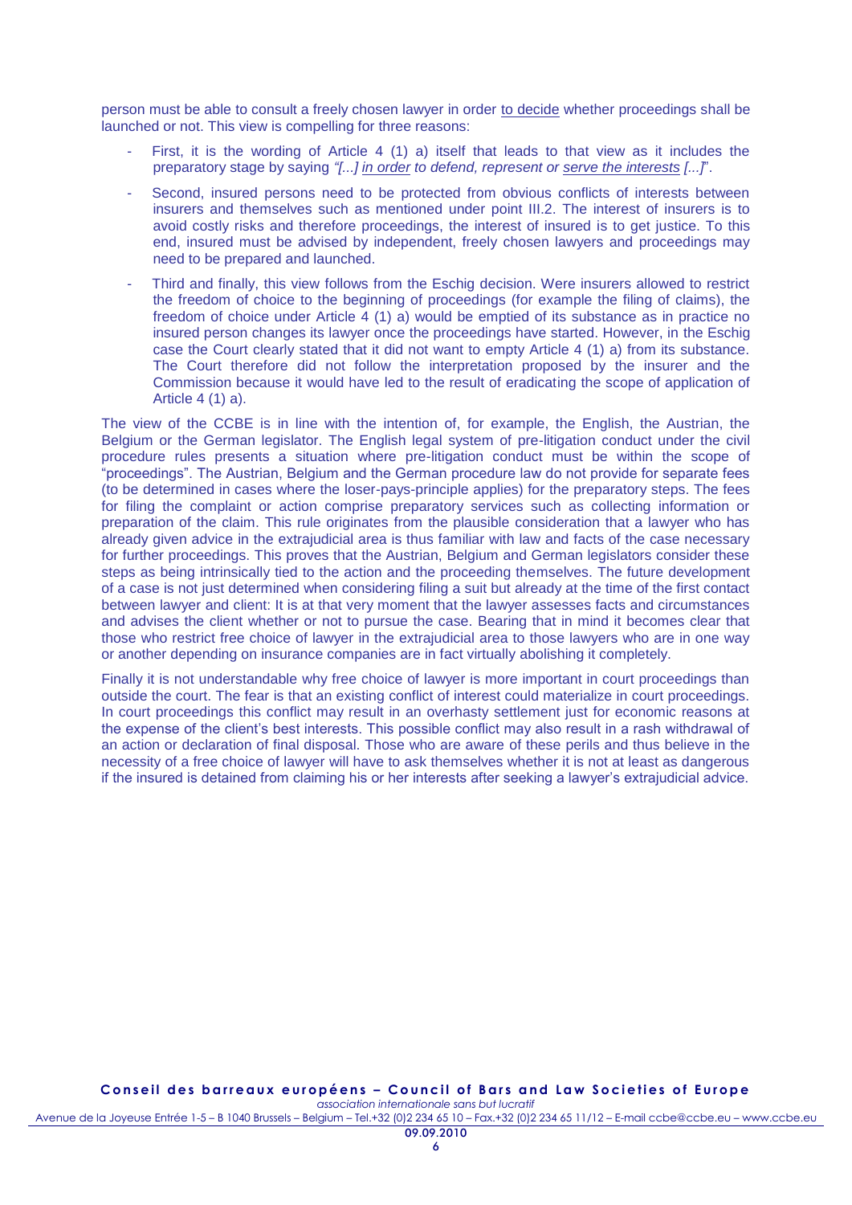person must be able to consult a freely chosen lawyer in order to decide whether proceedings shall be launched or not. This view is compelling for three reasons:

- First, it is the wording of Article 4 (1) a) itself that leads to that view as it includes the preparatory stage by saying *"[...] in order to defend, represent or serve the interests [...]*".
- Second, insured persons need to be protected from obvious conflicts of interests between insurers and themselves such as mentioned under point III.2. The interest of insurers is to avoid costly risks and therefore proceedings, the interest of insured is to get justice. To this end, insured must be advised by independent, freely chosen lawyers and proceedings may need to be prepared and launched.
- Third and finally, this view follows from the Eschig decision. Were insurers allowed to restrict the freedom of choice to the beginning of proceedings (for example the filing of claims), the freedom of choice under Article 4 (1) a) would be emptied of its substance as in practice no insured person changes its lawyer once the proceedings have started. However, in the Eschig case the Court clearly stated that it did not want to empty Article 4 (1) a) from its substance. The Court therefore did not follow the interpretation proposed by the insurer and the Commission because it would have led to the result of eradicating the scope of application of Article 4 (1) a).

The view of the CCBE is in line with the intention of, for example, the English, the Austrian, the Belgium or the German legislator. The English legal system of pre-litigation conduct under the civil procedure rules presents a situation where pre-litigation conduct must be within the scope of "proceedings". The Austrian, Belgium and the German procedure law do not provide for separate fees (to be determined in cases where the loser-pays-principle applies) for the preparatory steps. The fees for filing the complaint or action comprise preparatory services such as collecting information or preparation of the claim. This rule originates from the plausible consideration that a lawyer who has already given advice in the extrajudicial area is thus familiar with law and facts of the case necessary for further proceedings. This proves that the Austrian, Belgium and German legislators consider these steps as being intrinsically tied to the action and the proceeding themselves. The future development of a case is not just determined when considering filing a suit but already at the time of the first contact between lawyer and client: It is at that very moment that the lawyer assesses facts and circumstances and advises the client whether or not to pursue the case. Bearing that in mind it becomes clear that those who restrict free choice of lawyer in the extrajudicial area to those lawyers who are in one way or another depending on insurance companies are in fact virtually abolishing it completely.

Finally it is not understandable why free choice of lawyer is more important in court proceedings than outside the court. The fear is that an existing conflict of interest could materialize in court proceedings. In court proceedings this conflict may result in an overhasty settlement just for economic reasons at the expense of the client's best interests. This possible conflict may also result in a rash withdrawal of an action or declaration of final disposal. Those who are aware of these perils and thus believe in the necessity of a free choice of lawyer will have to ask themselves whether it is not at least as dangerous if the insured is detained from claiming his or her interests after seeking a lawyer's extrajudicial advice.